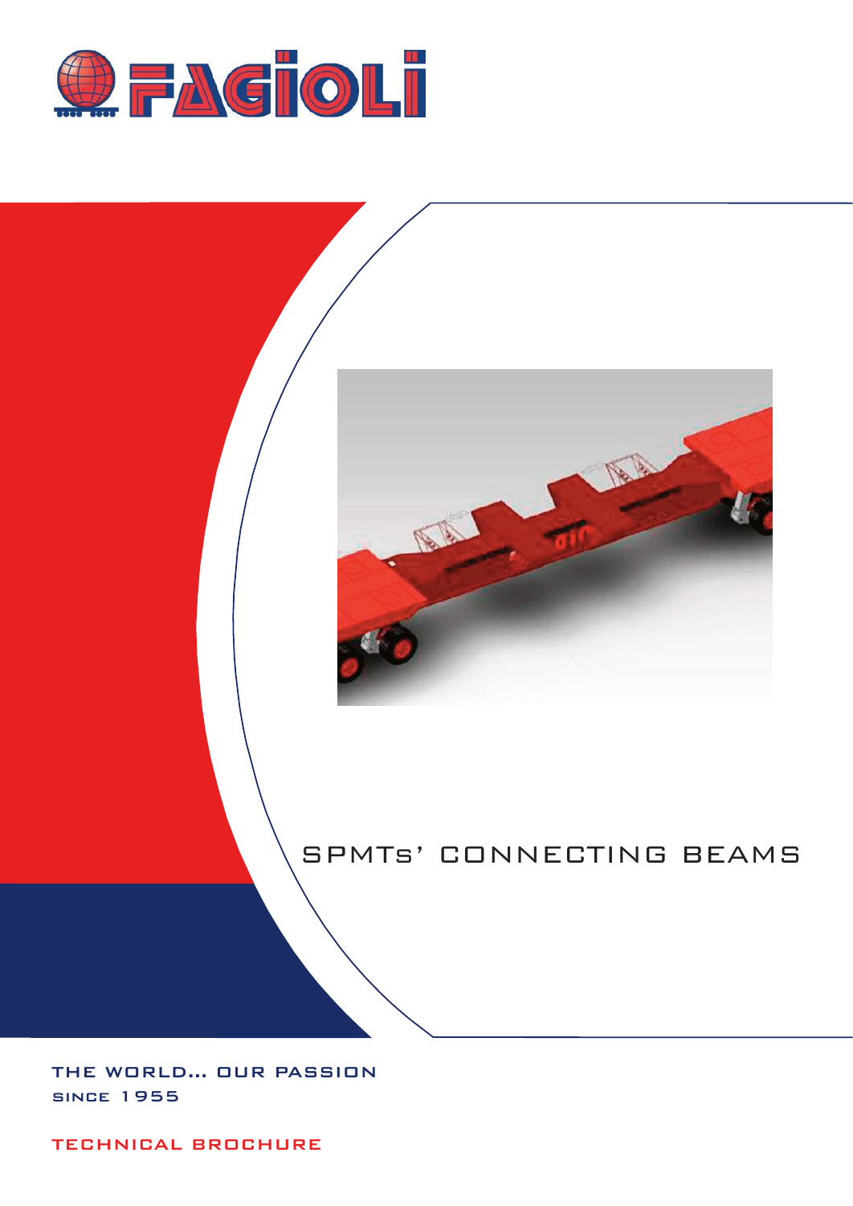# FAGIOLI

## SPMTs' CONNECTING BEAMS

THE WORLD... OUR PASSION

SINCE 1955

TECHNICAL BROCHURE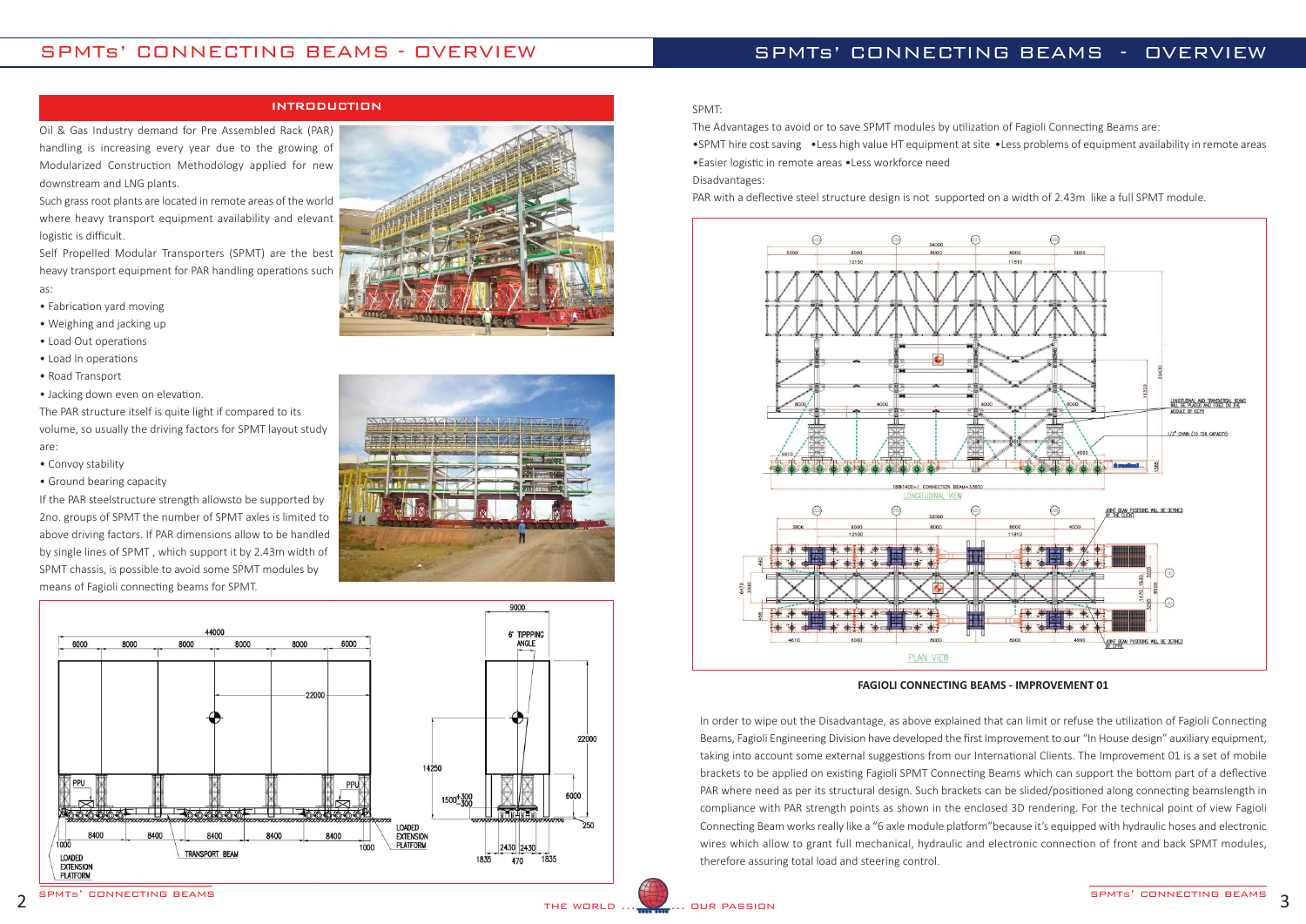# SPMTs' CONNECTING BEAMS - OVERVIEW

## INTRODUCTION

Oil & Gas Industry demand for Pre Assembled Rack (PAR) handling is increasing every year due to the growing of Modularized Construction Methodology applied for new downstream and LNG plants.

Such grass root plants are located in remote areas of the world where heavy transport equipment availability and elevant logistic is difficult.

Self Propelled Modular Transporters (SPMT) are the best heavy transport equipment for PAR handling operations such as:

- Fabrication yard moving
- Weighing and jacking up
- Load Out operations
- Load In operations
- Road Transport
- Jacking down even on elevation.

The PAR structure itself is quite light if compared to its volume, so usually the driving factors for SPMT layout study are:

- Convoy stability
- Ground bearing capacity

If the PAR steelstructure strength allowsto be supported by 2no. groups of SPMT the number of SPMT axles is limited to above driving factors. If PAR dimensions allow to be handled by single lines of SPMT , which support it by 2.43m width of SPMT chassis, is possible to avoid some SPMT modules by means of Fagioli connecting beams for SPMT.

# SPMTs' CONNECTING BEAMS - OVERVIEW

SPMT:

The Advantages to avoid or to save SPMT modules by utilization of Fagioli Connecting Beams are:

- SPMT hire cost saving
- Less high value HT equipment at site
- Less problems of equipment availability in remote areas
- Easier logistic in remote areas
- Less workforce need

Disadvantages:

PAR with a deflective steel structure design is not supported on a width of 2.43m like a full SPMT module.

**FAGIOLI CONNECTING BEAMS - IMPROVEMENT 01**

In order to wipe out the Disadvantage, as above explained that can limit or refuse the utilization of Fagioli Connecting Beams, Fagioli Engineering Division have developed the first Improvement to our "In House design" auxiliary equipment, taking into account some external suggestions from our International Clients. The Improvement 01 is a set of mobile brackets to be applied on existing Fagioli SPMT Connecting Beams which can support the bottom part of a deflective PAR where need as per its structural design. Such brackets can be slided/positioned along connecting beamslength in compliance with PAR strength points as shown in the enclosed 3D rendering. For the technical point of view Fagioli Connecting Beam works really like a "6 axle module platform"because it's equipped with hydraulic hoses and electronic wires which allow to grant full mechanical, hydraulic and electronic connection of front and back SPMT modules, therefore assuring total load and steering control.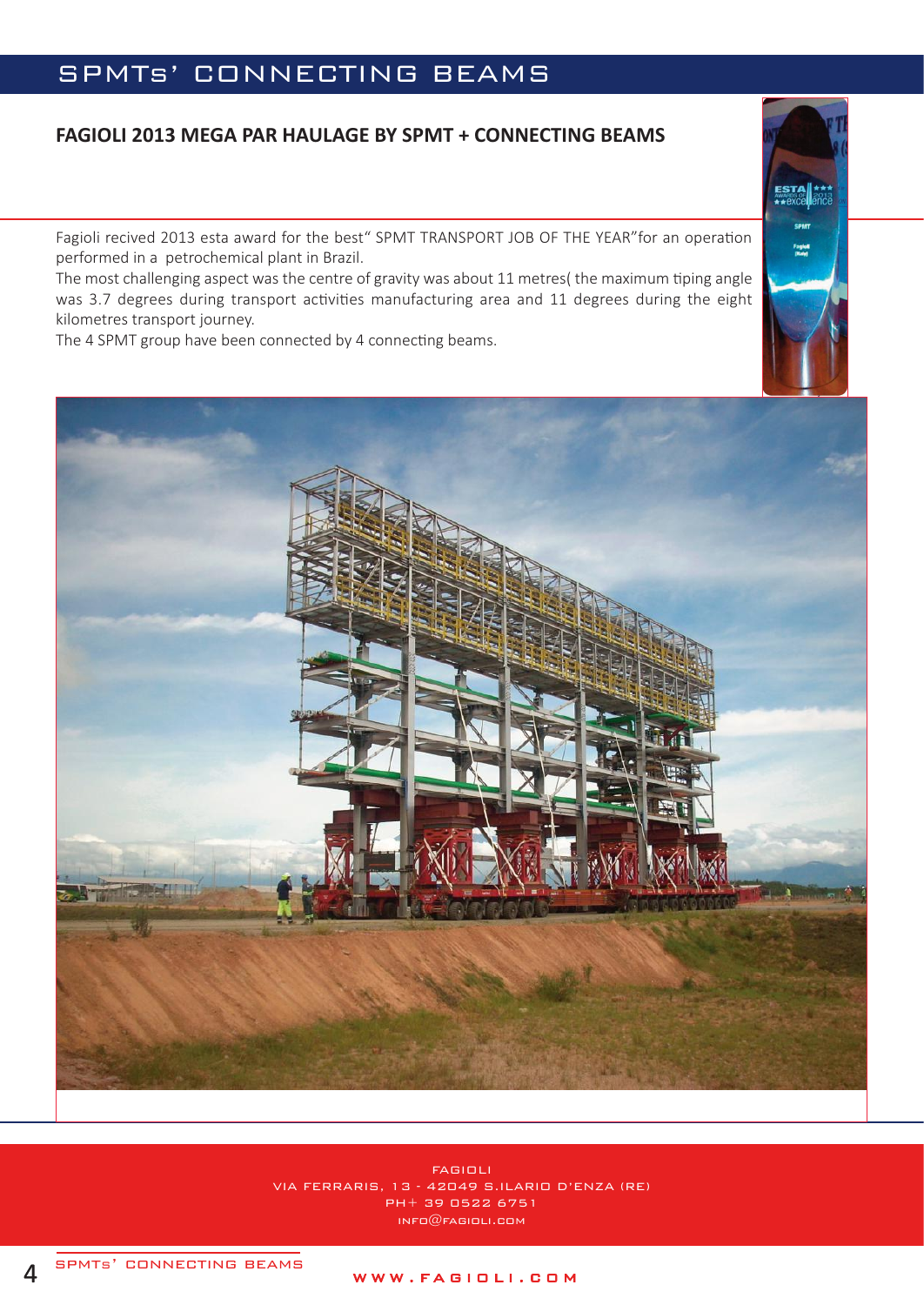# SPMTs' CONNECTING BEAMS

## FAGIOLI 2013 MEGA PAR HAULAGE BY SPMT + CONNECTING BEAMS

Fagioli recived 2013 esta award for the best" SPMT TRANSPORT JOB OF THE YEAR"for an operation performed in a petrochemical plant in Brazil.

The most challenging aspect was the centre of gravity was about 11 metres( the maximum tiping angle was 3.7 degrees during transport activities manufacturing area and 11 degrees during the eight kilometres transport journey.

The 4 SPMT group have been connected by 4 connecting beams.

FAGIOLI
VIA FERRARIS, 13 - 42049 S.ILARIO D'ENZA (RE)
PH+ 39 0522 6751
INFO@FAGIOLI.COM

WWW.FAGIOLI.COM